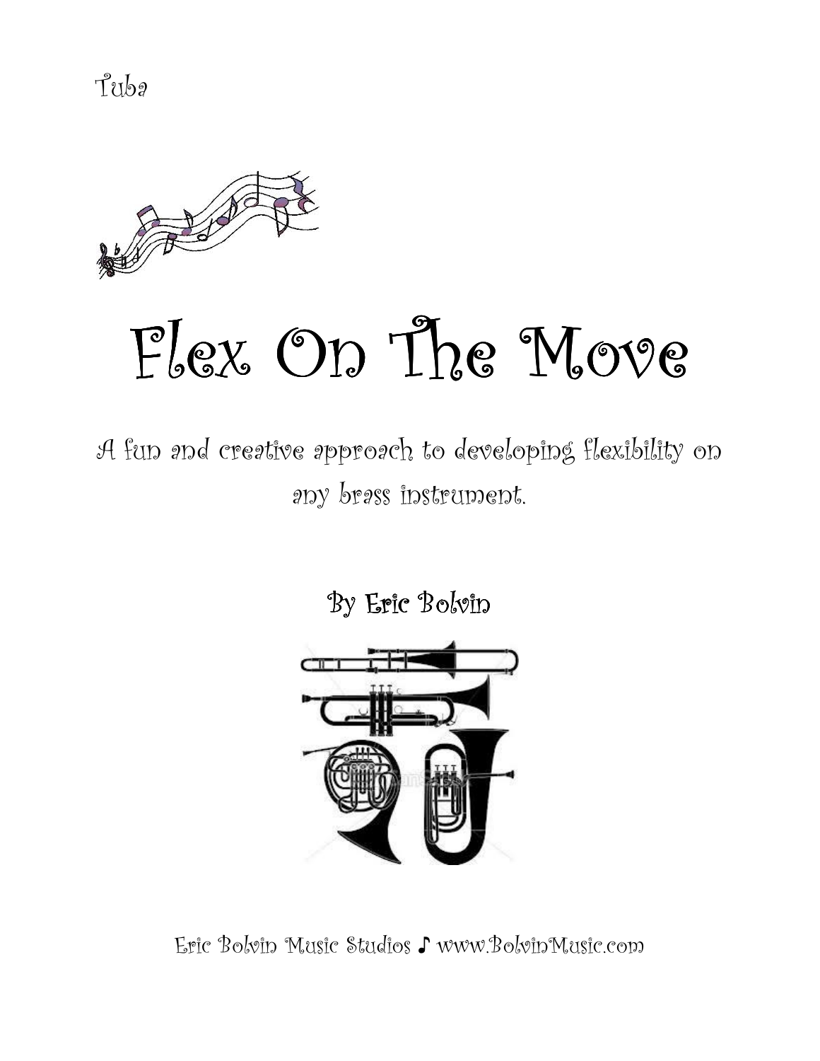Tuba

# Flex On The Move

A fun and creative approach to developing flexibility on any brass instrument.

By Eric Bolvin

Eric Bolvin Music Studios ♪ www.BolvinMusic.com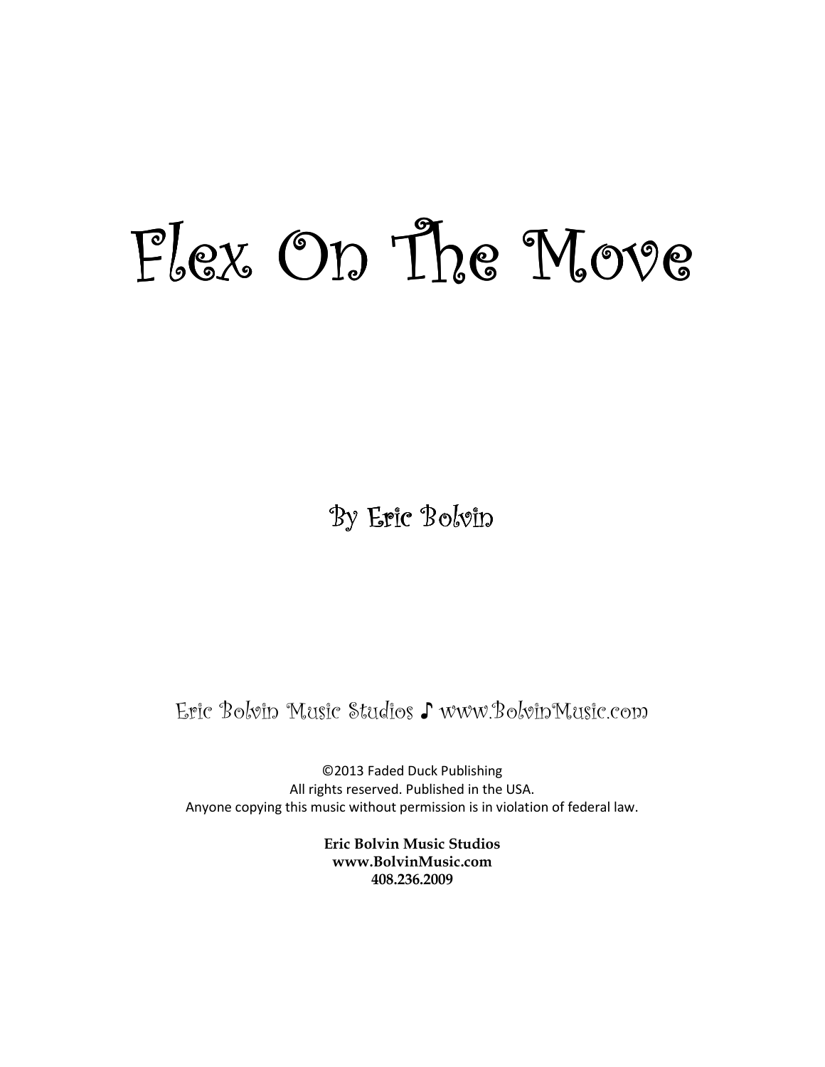# Flex On The Move

By Eric Bolvin

Eric Bolvin Music Studios ♪ www.BolvinMusic.com

©2013 Faded Duck Publishing
All rights reserved. Published in the USA.
Anyone copying this music without permission is in violation of federal law.

**Eric Bolvin Music Studios**
**www.BolvinMusic.com**
**408.236.2009**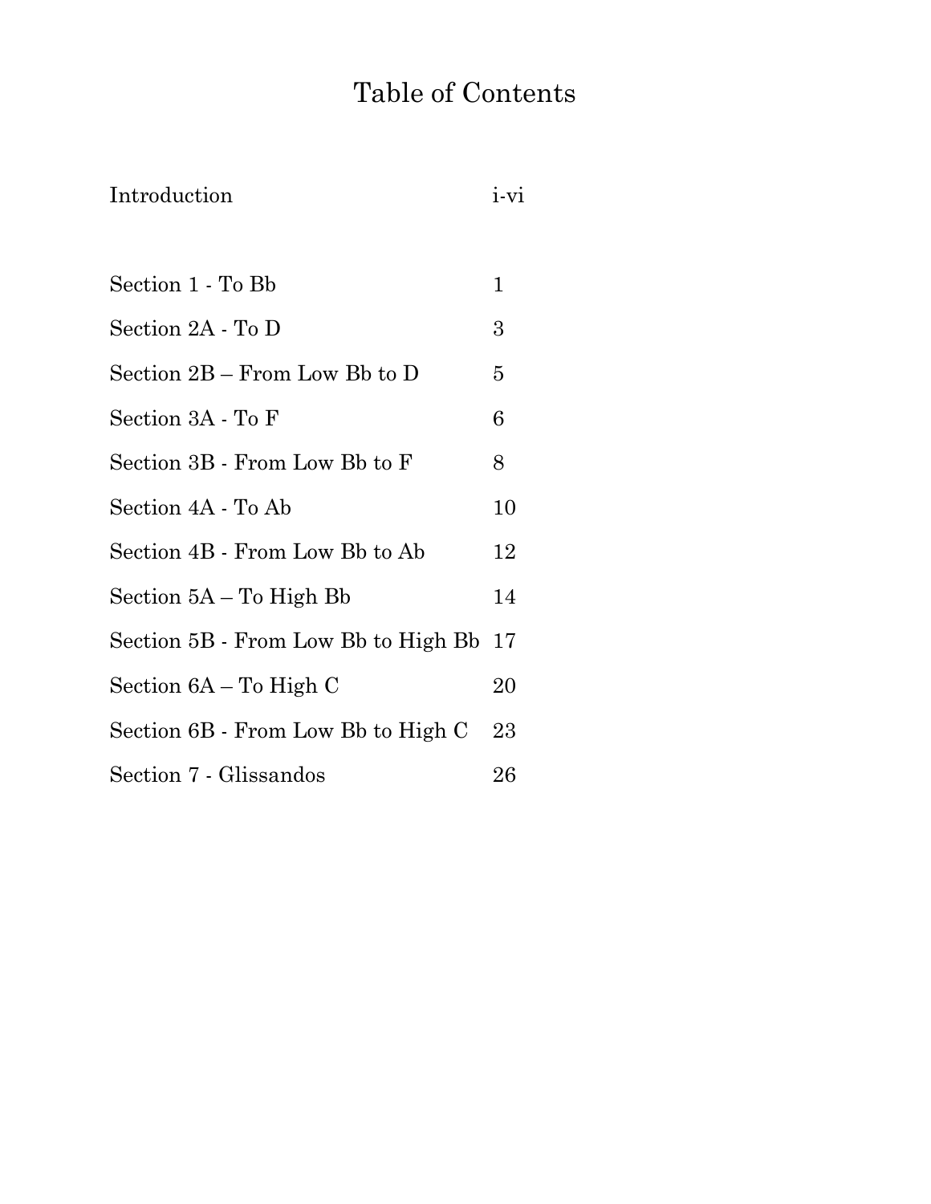# Table of Contents

| | |
|---|---|
| Introduction | i-vi |
| Section 1 - To Bb | 1 |
| Section 2A - To D | 3 |
| Section 2B – From Low Bb to D | 5 |
| Section 3A - To F | 6 |
| Section 3B - From Low Bb to F | 8 |
| Section 4A - To Ab | 10 |
| Section 4B - From Low Bb to Ab | 12 |
| Section 5A – To High Bb | 14 |
| Section 5B - From Low Bb to High Bb | 17 |
| Section 6A – To High C | 20 |
| Section 6B - From Low Bb to High C | 23 |
| Section 7 - Glissandos | 26 |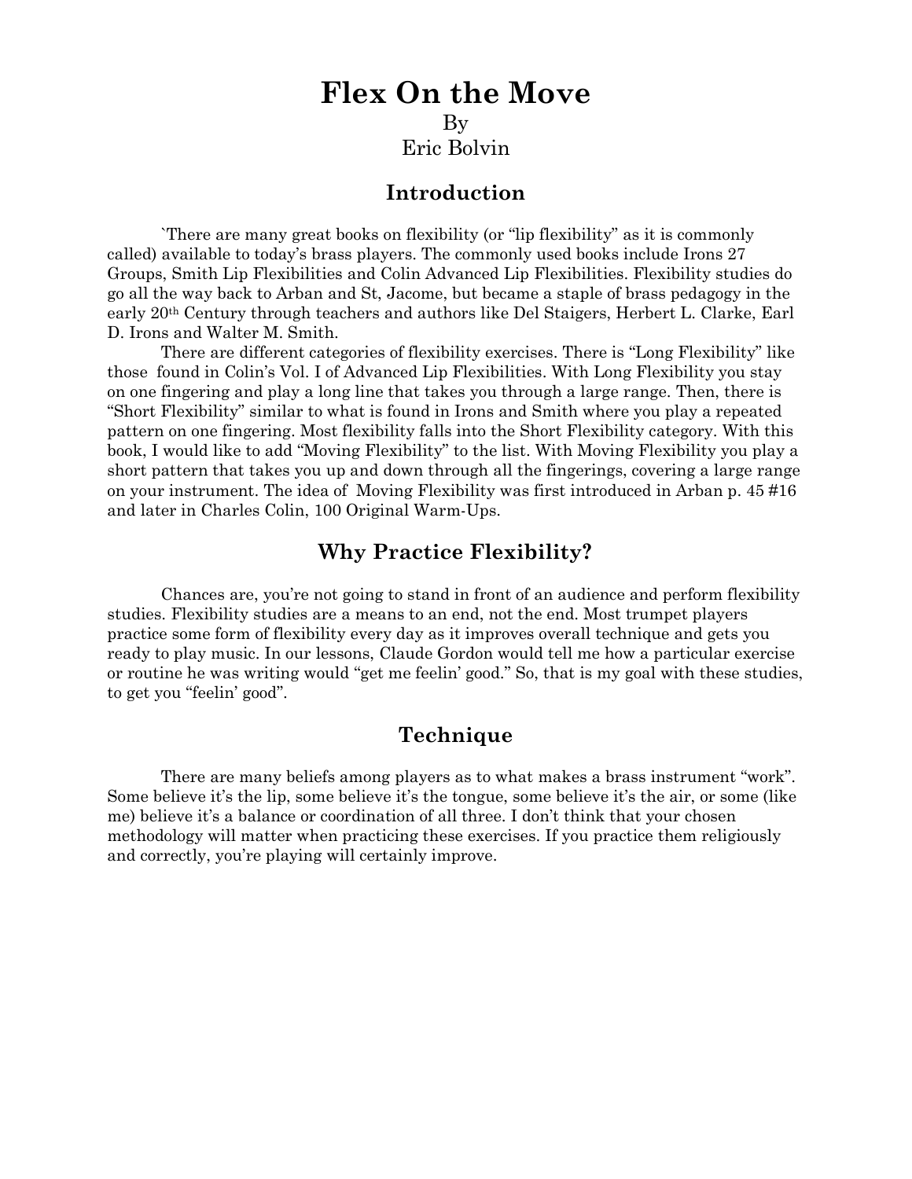# Flex On the Move

By

Eric Bolvin

## Introduction

`There are many great books on flexibility (or "lip flexibility" as it is commonly called) available to today's brass players. The commonly used books include Irons 27 Groups, Smith Lip Flexibilities and Colin Advanced Lip Flexibilities. Flexibility studies do go all the way back to Arban and St, Jacome, but became a staple of brass pedagogy in the early 20th Century through teachers and authors like Del Staigers, Herbert L. Clarke, Earl D. Irons and Walter M. Smith.

There are different categories of flexibility exercises. There is "Long Flexibility" like those found in Colin's Vol. I of Advanced Lip Flexibilities. With Long Flexibility you stay on one fingering and play a long line that takes you through a large range. Then, there is "Short Flexibility" similar to what is found in Irons and Smith where you play a repeated pattern on one fingering. Most flexibility falls into the Short Flexibility category. With this book, I would like to add "Moving Flexibility" to the list. With Moving Flexibility you play a short pattern that takes you up and down through all the fingerings, covering a large range on your instrument. The idea of Moving Flexibility was first introduced in Arban p. 45 #16 and later in Charles Colin, 100 Original Warm-Ups.

## Why Practice Flexibility?

Chances are, you're not going to stand in front of an audience and perform flexibility studies. Flexibility studies are a means to an end, not the end. Most trumpet players practice some form of flexibility every day as it improves overall technique and gets you ready to play music. In our lessons, Claude Gordon would tell me how a particular exercise or routine he was writing would "get me feelin' good." So, that is my goal with these studies, to get you "feelin' good".

## Technique

There are many beliefs among players as to what makes a brass instrument "work". Some believe it's the lip, some believe it's the tongue, some believe it's the air, or some (like me) believe it's a balance or coordination of all three. I don't think that your chosen methodology will matter when practicing these exercises. If you practice them religiously and correctly, you're playing will certainly improve.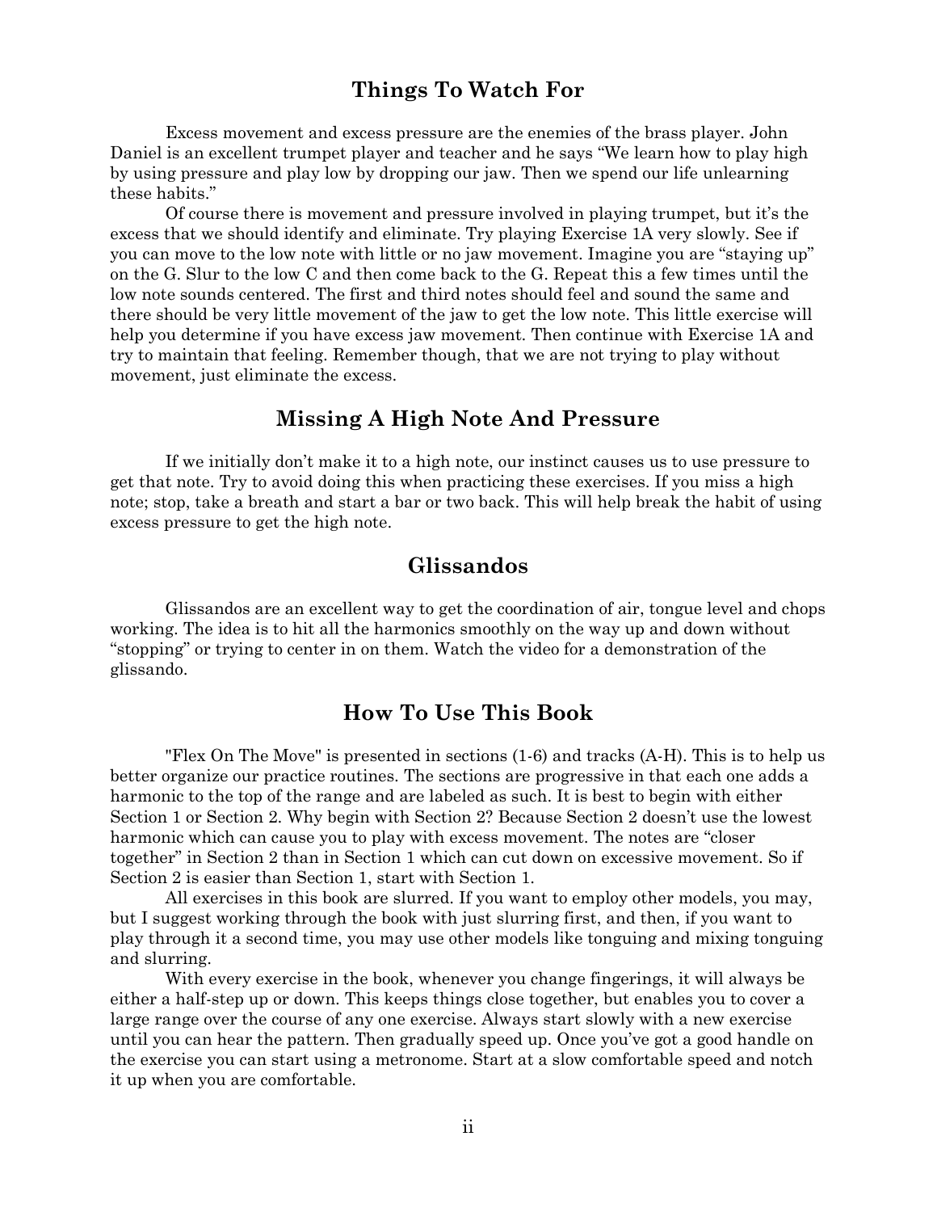## Things To Watch For

Excess movement and excess pressure are the enemies of the brass player. John Daniel is an excellent trumpet player and teacher and he says "We learn how to play high by using pressure and play low by dropping our jaw. Then we spend our life unlearning these habits."

Of course there is movement and pressure involved in playing trumpet, but it's the excess that we should identify and eliminate. Try playing Exercise 1A very slowly. See if you can move to the low note with little or no jaw movement. Imagine you are "staying up" on the G. Slur to the low C and then come back to the G. Repeat this a few times until the low note sounds centered. The first and third notes should feel and sound the same and there should be very little movement of the jaw to get the low note. This little exercise will help you determine if you have excess jaw movement. Then continue with Exercise 1A and try to maintain that feeling. Remember though, that we are not trying to play without movement, just eliminate the excess.

## Missing A High Note And Pressure

If we initially don't make it to a high note, our instinct causes us to use pressure to get that note. Try to avoid doing this when practicing these exercises. If you miss a high note; stop, take a breath and start a bar or two back. This will help break the habit of using excess pressure to get the high note.

## Glissandos

Glissandos are an excellent way to get the coordination of air, tongue level and chops working. The idea is to hit all the harmonics smoothly on the way up and down without "stopping" or trying to center in on them. Watch the video for a demonstration of the glissando.

## How To Use This Book

"Flex On The Move" is presented in sections (1-6) and tracks (A-H). This is to help us better organize our practice routines. The sections are progressive in that each one adds a harmonic to the top of the range and are labeled as such. It is best to begin with either Section 1 or Section 2. Why begin with Section 2? Because Section 2 doesn't use the lowest harmonic which can cause you to play with excess movement. The notes are "closer together" in Section 2 than in Section 1 which can cut down on excessive movement. So if Section 2 is easier than Section 1, start with Section 1.

All exercises in this book are slurred. If you want to employ other models, you may, but I suggest working through the book with just slurring first, and then, if you want to play through it a second time, you may use other models like tonguing and mixing tonguing and slurring.

With every exercise in the book, whenever you change fingerings, it will always be either a half-step up or down. This keeps things close together, but enables you to cover a large range over the course of any one exercise. Always start slowly with a new exercise until you can hear the pattern. Then gradually speed up. Once you've got a good handle on the exercise you can start using a metronome. Start at a slow comfortable speed and notch it up when you are comfortable.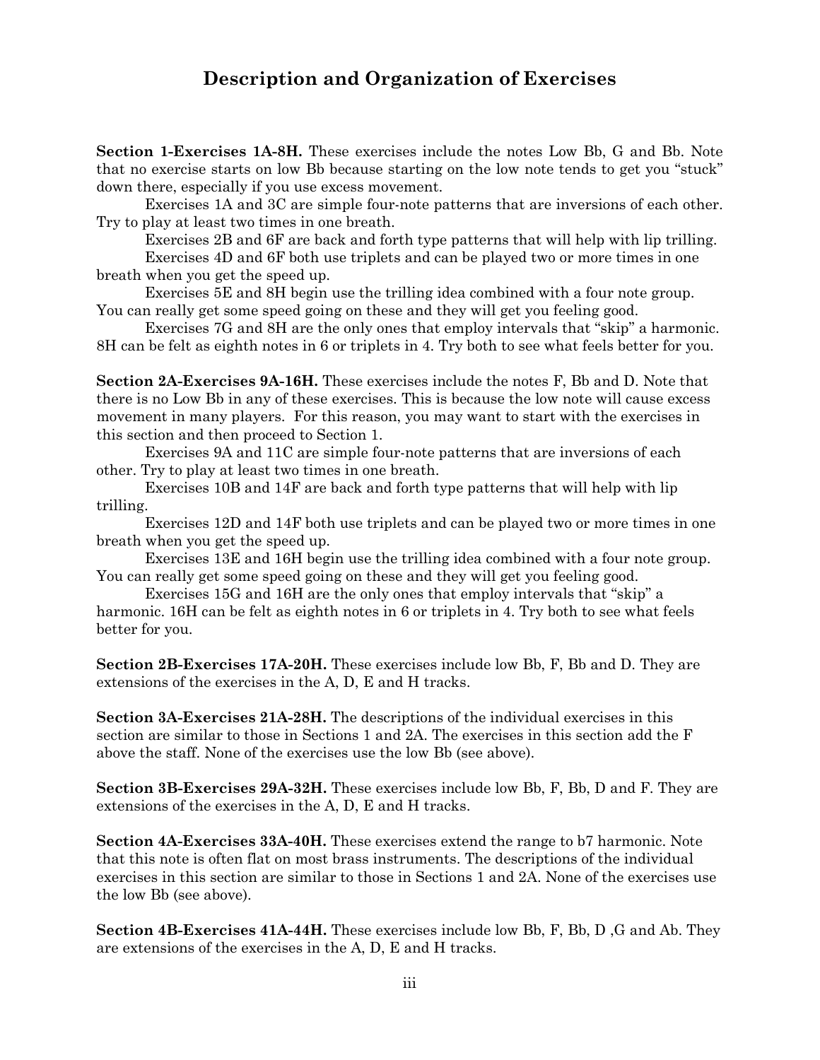# Description and Organization of Exercises

**Section 1-Exercises 1A-8H.** These exercises include the notes Low Bb, G and Bb. Note that no exercise starts on low Bb because starting on the low note tends to get you "stuck" down there, especially if you use excess movement.

Exercises 1A and 3C are simple four-note patterns that are inversions of each other. Try to play at least two times in one breath.

Exercises 2B and 6F are back and forth type patterns that will help with lip trilling.

Exercises 4D and 6F both use triplets and can be played two or more times in one breath when you get the speed up.

Exercises 5E and 8H begin use the trilling idea combined with a four note group. You can really get some speed going on these and they will get you feeling good.

Exercises 7G and 8H are the only ones that employ intervals that "skip" a harmonic. 8H can be felt as eighth notes in 6 or triplets in 4. Try both to see what feels better for you.

**Section 2A-Exercises 9A-16H.** These exercises include the notes F, Bb and D. Note that there is no Low Bb in any of these exercises. This is because the low note will cause excess movement in many players. For this reason, you may want to start with the exercises in this section and then proceed to Section 1.

Exercises 9A and 11C are simple four-note patterns that are inversions of each other. Try to play at least two times in one breath.

Exercises 10B and 14F are back and forth type patterns that will help with lip trilling.

Exercises 12D and 14F both use triplets and can be played two or more times in one breath when you get the speed up.

Exercises 13E and 16H begin use the trilling idea combined with a four note group. You can really get some speed going on these and they will get you feeling good.

Exercises 15G and 16H are the only ones that employ intervals that "skip" a harmonic. 16H can be felt as eighth notes in 6 or triplets in 4. Try both to see what feels better for you.

**Section 2B-Exercises 17A-20H.** These exercises include low Bb, F, Bb and D. They are extensions of the exercises in the A, D, E and H tracks.

**Section 3A-Exercises 21A-28H.** The descriptions of the individual exercises in this section are similar to those in Sections 1 and 2A. The exercises in this section add the F above the staff. None of the exercises use the low Bb (see above).

**Section 3B-Exercises 29A-32H.** These exercises include low Bb, F, Bb, D and F. They are extensions of the exercises in the A, D, E and H tracks.

**Section 4A-Exercises 33A-40H.** These exercises extend the range to b7 harmonic. Note that this note is often flat on most brass instruments. The descriptions of the individual exercises in this section are similar to those in Sections 1 and 2A. None of the exercises use the low Bb (see above).

**Section 4B-Exercises 41A-44H.** These exercises include low Bb, F, Bb, D ,G and Ab. They are extensions of the exercises in the A, D, E and H tracks.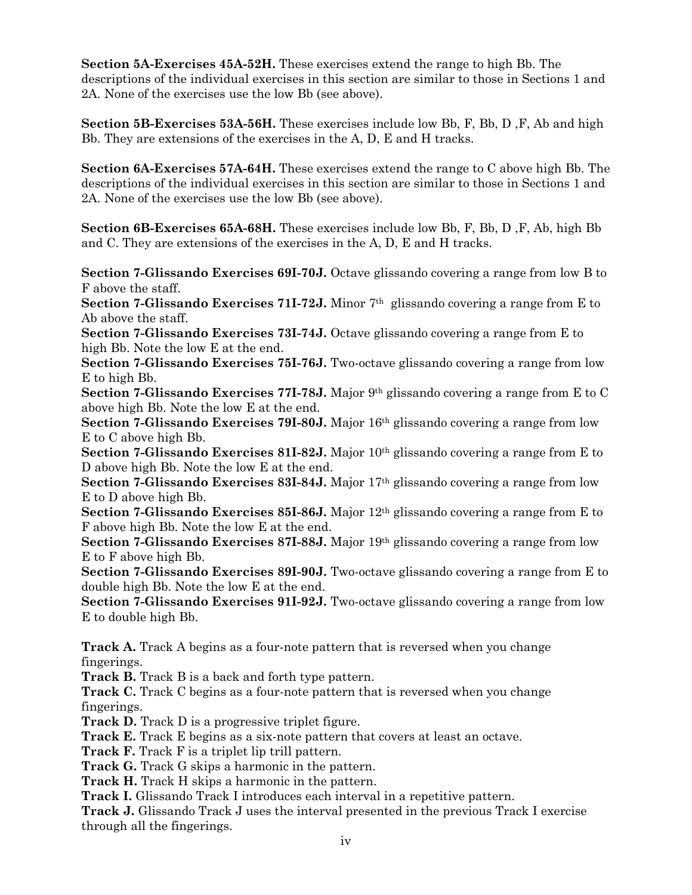**Section 5A-Exercises 45A-52H.** These exercises extend the range to high Bb. The descriptions of the individual exercises in this section are similar to those in Sections 1 and 2A. None of the exercises use the low Bb (see above).

**Section 5B-Exercises 53A-56H.** These exercises include low Bb, F, Bb, D ,F, Ab and high Bb. They are extensions of the exercises in the A, D, E and H tracks.

**Section 6A-Exercises 57A-64H.** These exercises extend the range to C above high Bb. The descriptions of the individual exercises in this section are similar to those in Sections 1 and 2A. None of the exercises use the low Bb (see above).

**Section 6B-Exercises 65A-68H.** These exercises include low Bb, F, Bb, D ,F, Ab, high Bb and C. They are extensions of the exercises in the A, D, E and H tracks.

**Section 7-Glissando Exercises 69I-70J.** Octave glissando covering a range from low B to F above the staff.
**Section 7-Glissando Exercises 71I-72J.** Minor 7th glissando covering a range from E to Ab above the staff.
**Section 7-Glissando Exercises 73I-74J.** Octave glissando covering a range from E to high Bb. Note the low E at the end.
**Section 7-Glissando Exercises 75I-76J.** Two-octave glissando covering a range from low E to high Bb.
**Section 7-Glissando Exercises 77I-78J.** Major 9th glissando covering a range from E to C above high Bb. Note the low E at the end.
**Section 7-Glissando Exercises 79I-80J.** Major 16th glissando covering a range from low E to C above high Bb.
**Section 7-Glissando Exercises 81I-82J.** Major 10th glissando covering a range from E to D above high Bb. Note the low E at the end.
**Section 7-Glissando Exercises 83I-84J.** Major 17th glissando covering a range from low E to D above high Bb.
**Section 7-Glissando Exercises 85I-86J.** Major 12th glissando covering a range from E to F above high Bb. Note the low E at the end.
**Section 7-Glissando Exercises 87I-88J.** Major 19th glissando covering a range from low E to F above high Bb.
**Section 7-Glissando Exercises 89I-90J.** Two-octave glissando covering a range from E to double high Bb. Note the low E at the end.
**Section 7-Glissando Exercises 91I-92J.** Two-octave glissando covering a range from low E to double high Bb.

**Track A.** Track A begins as a four-note pattern that is reversed when you change fingerings.
**Track B.** Track B is a back and forth type pattern.
**Track C.** Track C begins as a four-note pattern that is reversed when you change fingerings.
**Track D.** Track D is a progressive triplet figure.
**Track E.** Track E begins as a six-note pattern that covers at least an octave.
**Track F.** Track F is a triplet lip trill pattern.
**Track G.** Track G skips a harmonic in the pattern.
**Track H.** Track H skips a harmonic in the pattern.
**Track I.** Glissando Track I introduces each interval in a repetitive pattern.
**Track J.** Glissando Track J uses the interval presented in the previous Track I exercise through all the fingerings.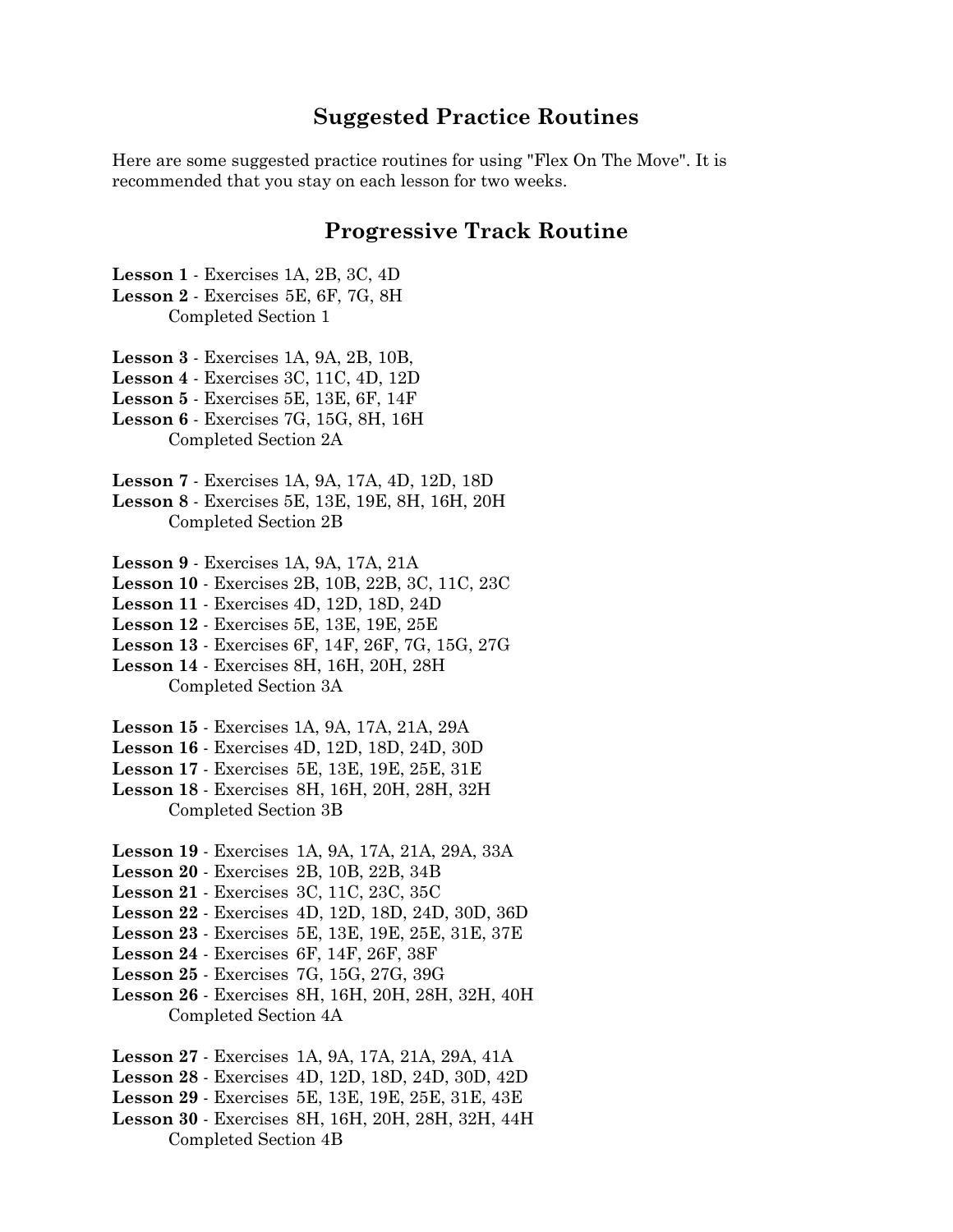## Suggested Practice Routines

Here are some suggested practice routines for using "Flex On The Move". It is recommended that you stay on each lesson for two weeks.

## Progressive Track Routine

**Lesson 1** - Exercises 1A, 2B, 3C, 4D
**Lesson 2** - Exercises 5E, 6F, 7G, 8H
Completed Section 1

**Lesson 3** - Exercises 1A, 9A, 2B, 10B,
**Lesson 4** - Exercises 3C, 11C, 4D, 12D
**Lesson 5** - Exercises 5E, 13E, 6F, 14F
**Lesson 6** - Exercises 7G, 15G, 8H, 16H
Completed Section 2A

**Lesson 7** - Exercises 1A, 9A, 17A, 4D, 12D, 18D
**Lesson 8** - Exercises 5E, 13E, 19E, 8H, 16H, 20H
Completed Section 2B

**Lesson 9** - Exercises 1A, 9A, 17A, 21A
**Lesson 10** - Exercises 2B, 10B, 22B, 3C, 11C, 23C
**Lesson 11** - Exercises 4D, 12D, 18D, 24D
**Lesson 12** - Exercises 5E, 13E, 19E, 25E
**Lesson 13** - Exercises 6F, 14F, 26F, 7G, 15G, 27G
**Lesson 14** - Exercises 8H, 16H, 20H, 28H
Completed Section 3A

**Lesson 15** - Exercises 1A, 9A, 17A, 21A, 29A
**Lesson 16** - Exercises 4D, 12D, 18D, 24D, 30D
**Lesson 17** - Exercises 5E, 13E, 19E, 25E, 31E
**Lesson 18** - Exercises 8H, 16H, 20H, 28H, 32H
Completed Section 3B

**Lesson 19** - Exercises 1A, 9A, 17A, 21A, 29A, 33A
**Lesson 20** - Exercises 2B, 10B, 22B, 34B
**Lesson 21** - Exercises 3C, 11C, 23C, 35C
**Lesson 22** - Exercises 4D, 12D, 18D, 24D, 30D, 36D
**Lesson 23** - Exercises 5E, 13E, 19E, 25E, 31E, 37E
**Lesson 24** - Exercises 6F, 14F, 26F, 38F
**Lesson 25** - Exercises 7G, 15G, 27G, 39G
**Lesson 26** - Exercises 8H, 16H, 20H, 28H, 32H, 40H
Completed Section 4A

**Lesson 27** - Exercises 1A, 9A, 17A, 21A, 29A, 41A
**Lesson 28** - Exercises 4D, 12D, 18D, 24D, 30D, 42D
**Lesson 29** - Exercises 5E, 13E, 19E, 25E, 31E, 43E
**Lesson 30** - Exercises 8H, 16H, 20H, 28H, 32H, 44H
Completed Section 4B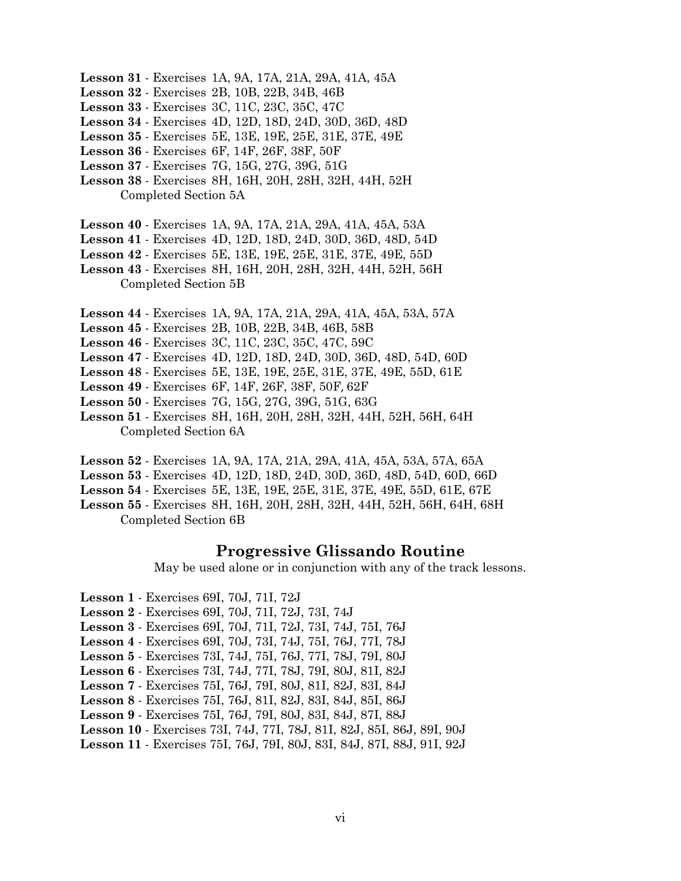**Lesson 31** - Exercises 1A, 9A, 17A, 21A, 29A, 41A, 45A
**Lesson 32** - Exercises 2B, 10B, 22B, 34B, 46B
**Lesson 33** - Exercises 3C, 11C, 23C, 35C, 47C
**Lesson 34** - Exercises 4D, 12D, 18D, 24D, 30D, 36D, 48D
**Lesson 35** - Exercises 5E, 13E, 19E, 25E, 31E, 37E, 49E
**Lesson 36** - Exercises 6F, 14F, 26F, 38F, 50F
**Lesson 37** - Exercises 7G, 15G, 27G, 39G, 51G
**Lesson 38** - Exercises 8H, 16H, 20H, 28H, 32H, 44H, 52H
Completed Section 5A

**Lesson 40** - Exercises 1A, 9A, 17A, 21A, 29A, 41A, 45A, 53A
**Lesson 41** - Exercises 4D, 12D, 18D, 24D, 30D, 36D, 48D, 54D
**Lesson 42** - Exercises 5E, 13E, 19E, 25E, 31E, 37E, 49E, 55D
**Lesson 43** - Exercises 8H, 16H, 20H, 28H, 32H, 44H, 52H, 56H
Completed Section 5B

**Lesson 44** - Exercises 1A, 9A, 17A, 21A, 29A, 41A, 45A, 53A, 57A
**Lesson 45** - Exercises 2B, 10B, 22B, 34B, 46B, 58B
**Lesson 46** - Exercises 3C, 11C, 23C, 35C, 47C, 59C
**Lesson 47** - Exercises 4D, 12D, 18D, 24D, 30D, 36D, 48D, 54D, 60D
**Lesson 48** - Exercises 5E, 13E, 19E, 25E, 31E, 37E, 49E, 55D, 61E
**Lesson 49** - Exercises 6F, 14F, 26F, 38F, 50F, 62F
**Lesson 50** - Exercises 7G, 15G, 27G, 39G, 51G, 63G
**Lesson 51** - Exercises 8H, 16H, 20H, 28H, 32H, 44H, 52H, 56H, 64H
Completed Section 6A

**Lesson 52** - Exercises 1A, 9A, 17A, 21A, 29A, 41A, 45A, 53A, 57A, 65A
**Lesson 53** - Exercises 4D, 12D, 18D, 24D, 30D, 36D, 48D, 54D, 60D, 66D
**Lesson 54** - Exercises 5E, 13E, 19E, 25E, 31E, 37E, 49E, 55D, 61E, 67E
**Lesson 55** - Exercises 8H, 16H, 20H, 28H, 32H, 44H, 52H, 56H, 64H, 68H
Completed Section 6B

## Progressive Glissando Routine

May be used alone or in conjunction with any of the track lessons.

**Lesson 1** - Exercises 69I, 70J, 71I, 72J
**Lesson 2** - Exercises 69I, 70J, 71I, 72J, 73I, 74J
**Lesson 3** - Exercises 69I, 70J, 71I, 72J, 73I, 74J, 75I, 76J
**Lesson 4** - Exercises 69I, 70J, 73I, 74J, 75I, 76J, 77I, 78J
**Lesson 5** - Exercises 73I, 74J, 75I, 76J, 77I, 78J, 79I, 80J
**Lesson 6** - Exercises 73I, 74J, 77I, 78J, 79I, 80J, 81I, 82J
**Lesson 7** - Exercises 75I, 76J, 79I, 80J, 81I, 82J, 83I, 84J
**Lesson 8** - Exercises 75I, 76J, 81I, 82J, 83I, 84J, 85I, 86J
**Lesson 9** - Exercises 75I, 76J, 79I, 80J, 83I, 84J, 87I, 88J
**Lesson 10** - Exercises 73I, 74J, 77I, 78J, 81I, 82J, 85I, 86J, 89I, 90J
**Lesson 11** - Exercises 75I, 76J, 79I, 80J, 83I, 84J, 87I, 88J, 91I, 92J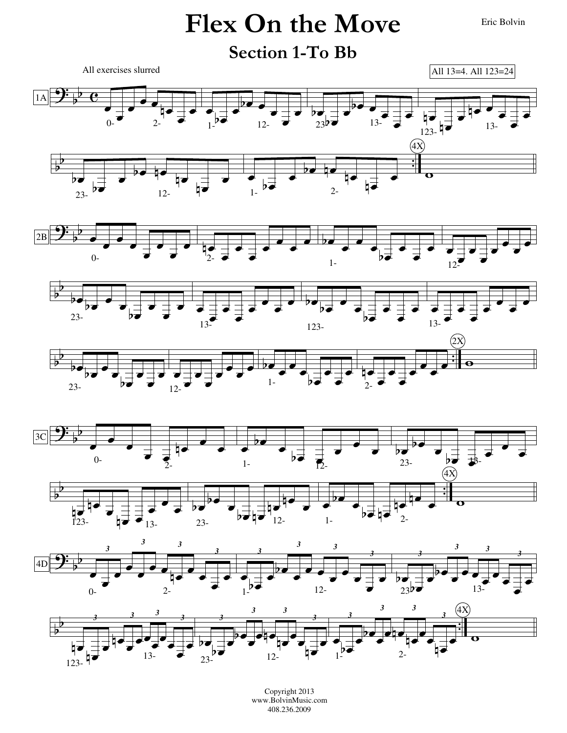# Flex On the Move

Eric Bolvin

## Section 1-To Bb

All exercises slurred

All 13=4. All 123=24

1A

0- 2- 1- 12- 23- 13- 123- 13-

23- 12- 1- 2-

4X

2B

0- 2- 1- 12-

23- 13- 123- 13-

23- 12- 1- 2-

2X

3C

0- 2- 1- 12- 23- 13-

123- 13- 23- 12- 1- 2-

4X

4D

0- 2- 1- 12- 23- 13-

123- 13- 23- 12- 1- 2-

4X

Copyright 2013
www.BolvinMusic.com
408.236.2009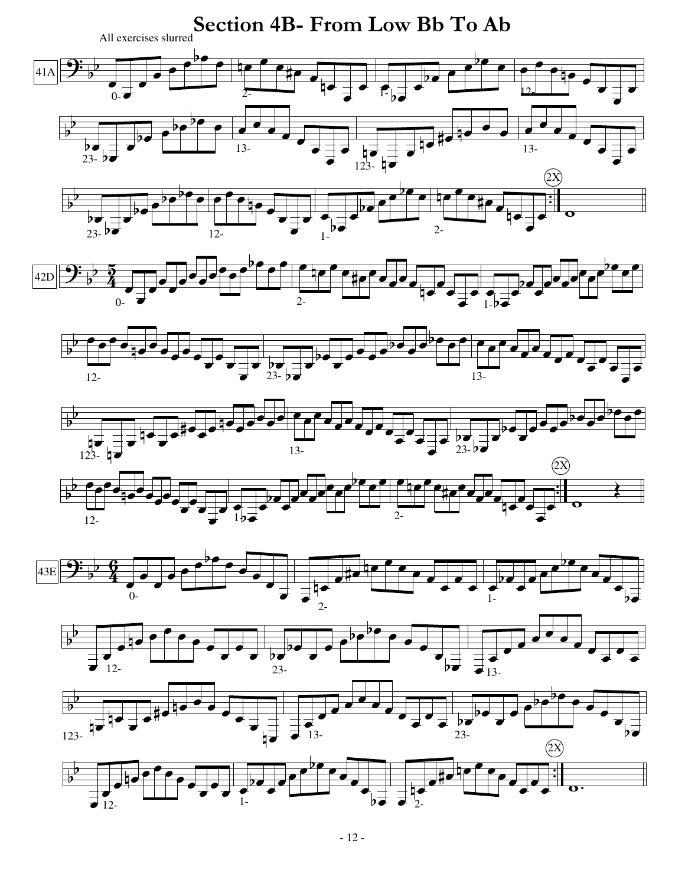# Section 4B- From Low Bb To Ab

All exercises slurred

41A

42D

43E